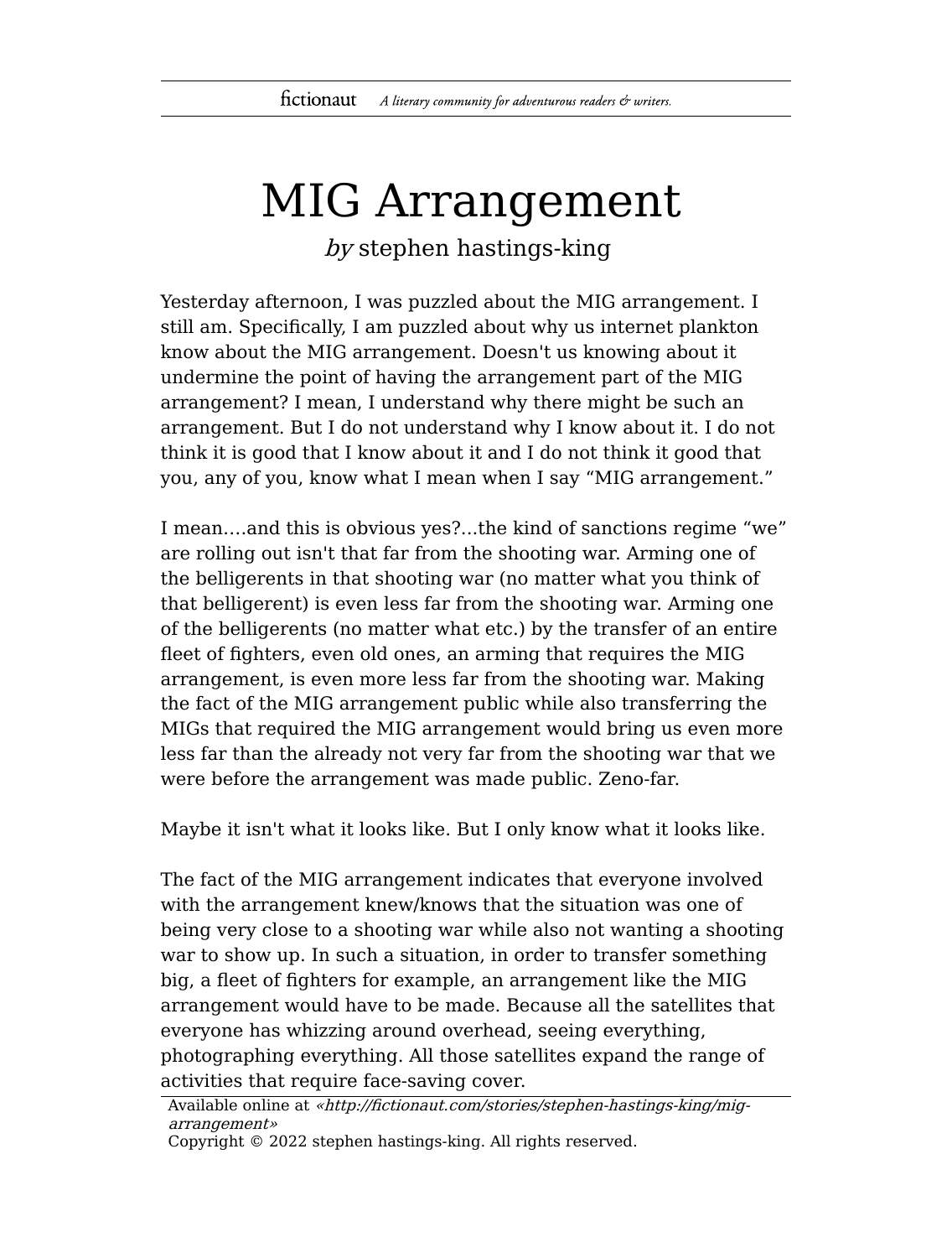# MIG Arrangement

*by* stephen hastings-king

Yesterday afternoon, I was puzzled about the MIG arrangement. I still am. Specifically, I am puzzled about why us internet plankton know about the MIG arrangement. Doesn't us knowing about it undermine the point of having the arrangement part of the MIG arrangement? I mean, I understand why there might be such an arrangement. But I do not understand why I know about it. I do not think it is good that I know about it and I do not think it good that you, any of you, know what I mean when I say “MIG arrangement.”

I mean….and this is obvious yes?...the kind of sanctions regime “we” are rolling out isn't that far from the shooting war. Arming one of the belligerents in that shooting war (no matter what you think of that belligerent) is even less far from the shooting war. Arming one of the belligerents (no matter what etc.) by the transfer of an entire fleet of fighters, even old ones, an arming that requires the MIG arrangement, is even more less far from the shooting war. Making the fact of the MIG arrangement public while also transferring the MIGs that required the MIG arrangement would bring us even more less far than the already not very far from the shooting war that we were before the arrangement was made public. Zeno-far.

Maybe it isn't what it looks like. But I only know what it looks like.

The fact of the MIG arrangement indicates that everyone involved with the arrangement knew/knows that the situation was one of being very close to a shooting war while also not wanting a shooting war to show up. In such a situation, in order to transfer something big, a fleet of fighters for example, an arrangement like the MIG arrangement would have to be made. Because all the satellites that everyone has whizzing around overhead, seeing everything, photographing everything. All those satellites expand the range of activities that require face-saving cover.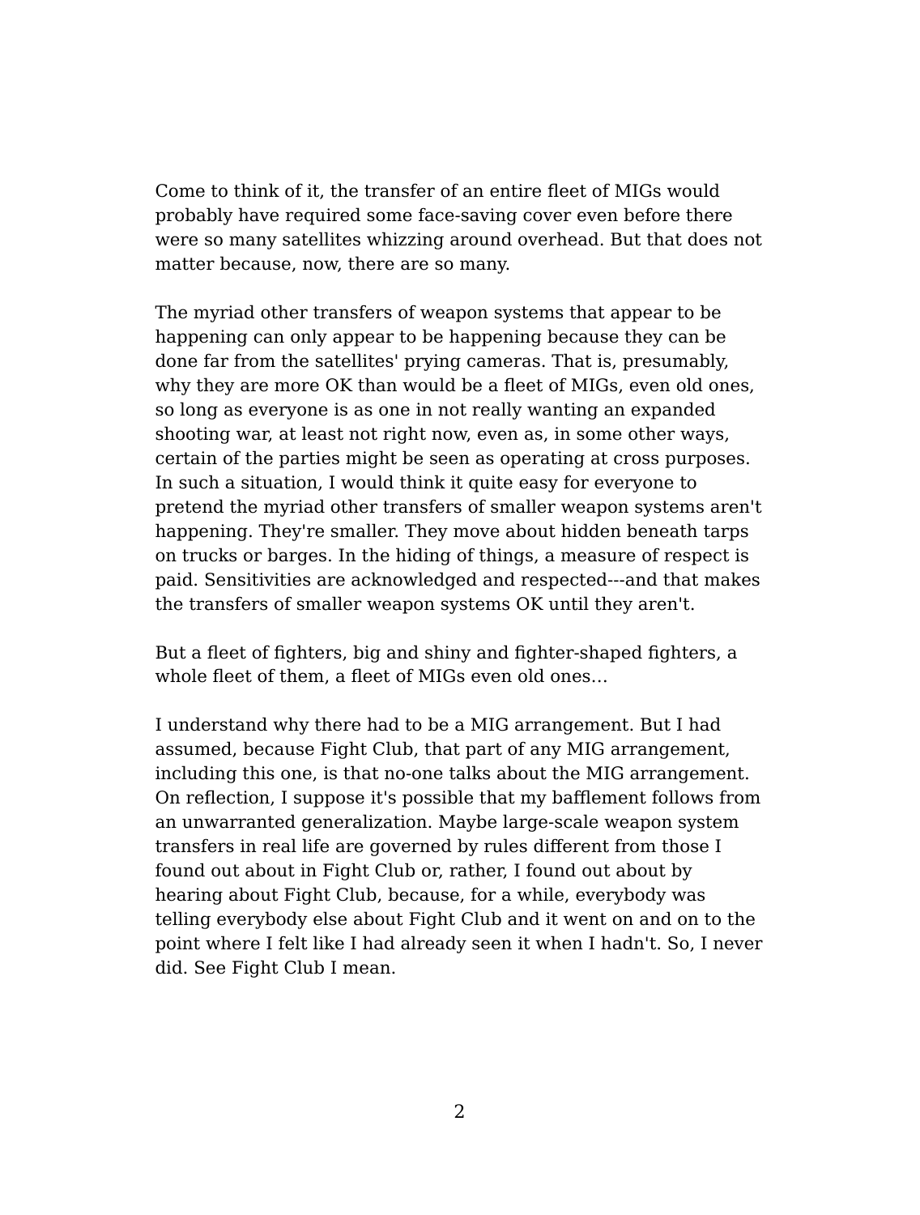Come to think of it, the transfer of an entire fleet of MIGs would probably have required some face-saving cover even before there were so many satellites whizzing around overhead. But that does not matter because, now, there are so many.

The myriad other transfers of weapon systems that appear to be happening can only appear to be happening because they can be done far from the satellites' prying cameras. That is, presumably, why they are more OK than would be a fleet of MIGs, even old ones, so long as everyone is as one in not really wanting an expanded shooting war, at least not right now, even as, in some other ways, certain of the parties might be seen as operating at cross purposes. In such a situation, I would think it quite easy for everyone to pretend the myriad other transfers of smaller weapon systems aren't happening. They're smaller. They move about hidden beneath tarps on trucks or barges. In the hiding of things, a measure of respect is paid. Sensitivities are acknowledged and respected---and that makes the transfers of smaller weapon systems OK until they aren't.

But a fleet of fighters, big and shiny and fighter-shaped fighters, a whole fleet of them, a fleet of MIGs even old ones…

I understand why there had to be a MIG arrangement. But I had assumed, because Fight Club, that part of any MIG arrangement, including this one, is that no-one talks about the MIG arrangement. On reflection, I suppose it's possible that my bafflement follows from an unwarranted generalization. Maybe large-scale weapon system transfers in real life are governed by rules different from those I found out about in Fight Club or, rather, I found out about by hearing about Fight Club, because, for a while, everybody was telling everybody else about Fight Club and it went on and on to the point where I felt like I had already seen it when I hadn't. So, I never did. See Fight Club I mean.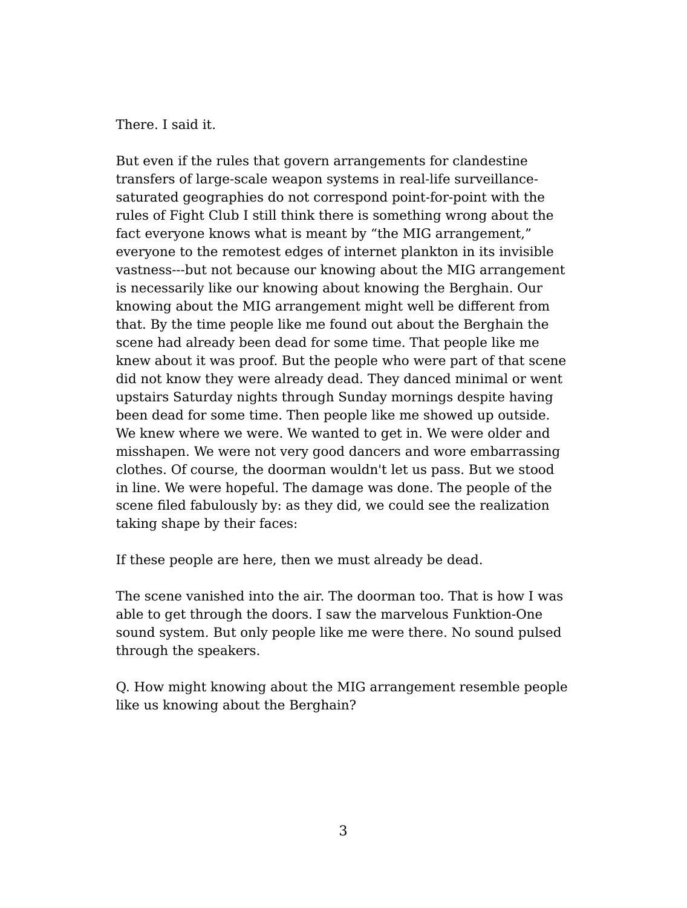There. I said it.

But even if the rules that govern arrangements for clandestine transfers of large-scale weapon systems in real-life surveillance-saturated geographies do not correspond point-for-point with the rules of Fight Club I still think there is something wrong about the fact everyone knows what is meant by "the MIG arrangement," everyone to the remotest edges of internet plankton in its invisible vastness---but not because our knowing about the MIG arrangement is necessarily like our knowing about knowing the Berghain. Our knowing about the MIG arrangement might well be different from that. By the time people like me found out about the Berghain the scene had already been dead for some time. That people like me knew about it was proof. But the people who were part of that scene did not know they were already dead. They danced minimal or went upstairs Saturday nights through Sunday mornings despite having been dead for some time. Then people like me showed up outside. We knew where we were. We wanted to get in. We were older and misshapen. We were not very good dancers and wore embarrassing clothes. Of course, the doorman wouldn't let us pass. But we stood in line. We were hopeful. The damage was done. The people of the scene filed fabulously by: as they did, we could see the realization taking shape by their faces:

If these people are here, then we must already be dead.

The scene vanished into the air. The doorman too. That is how I was able to get through the doors. I saw the marvelous Funktion-One sound system. But only people like me were there. No sound pulsed through the speakers.

Q. How might knowing about the MIG arrangement resemble people like us knowing about the Berghain?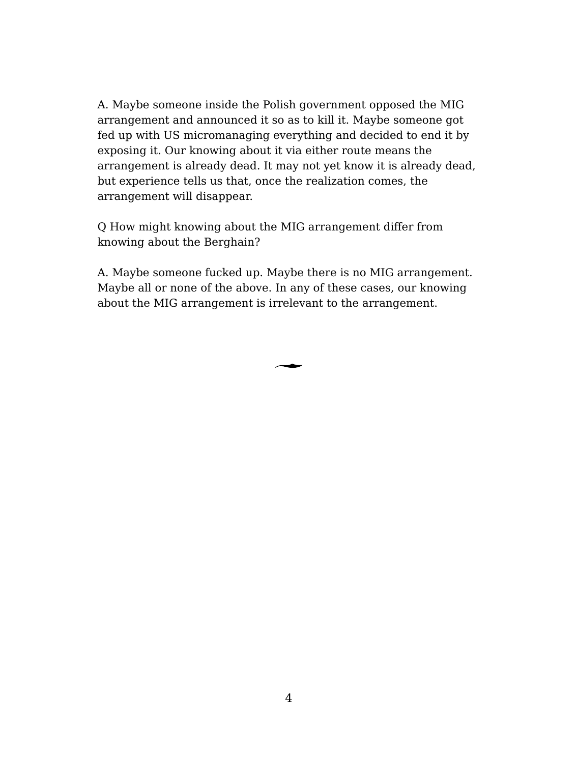A. Maybe someone inside the Polish government opposed the MIG arrangement and announced it so as to kill it. Maybe someone got fed up with US micromanaging everything and decided to end it by exposing it. Our knowing about it via either route means the arrangement is already dead. It may not yet know it is already dead, but experience tells us that, once the realization comes, the arrangement will disappear.

Q How might knowing about the MIG arrangement differ from knowing about the Berghain?

A. Maybe someone fucked up. Maybe there is no MIG arrangement. Maybe all or none of the above. In any of these cases, our knowing about the MIG arrangement is irrelevant to the arrangement.